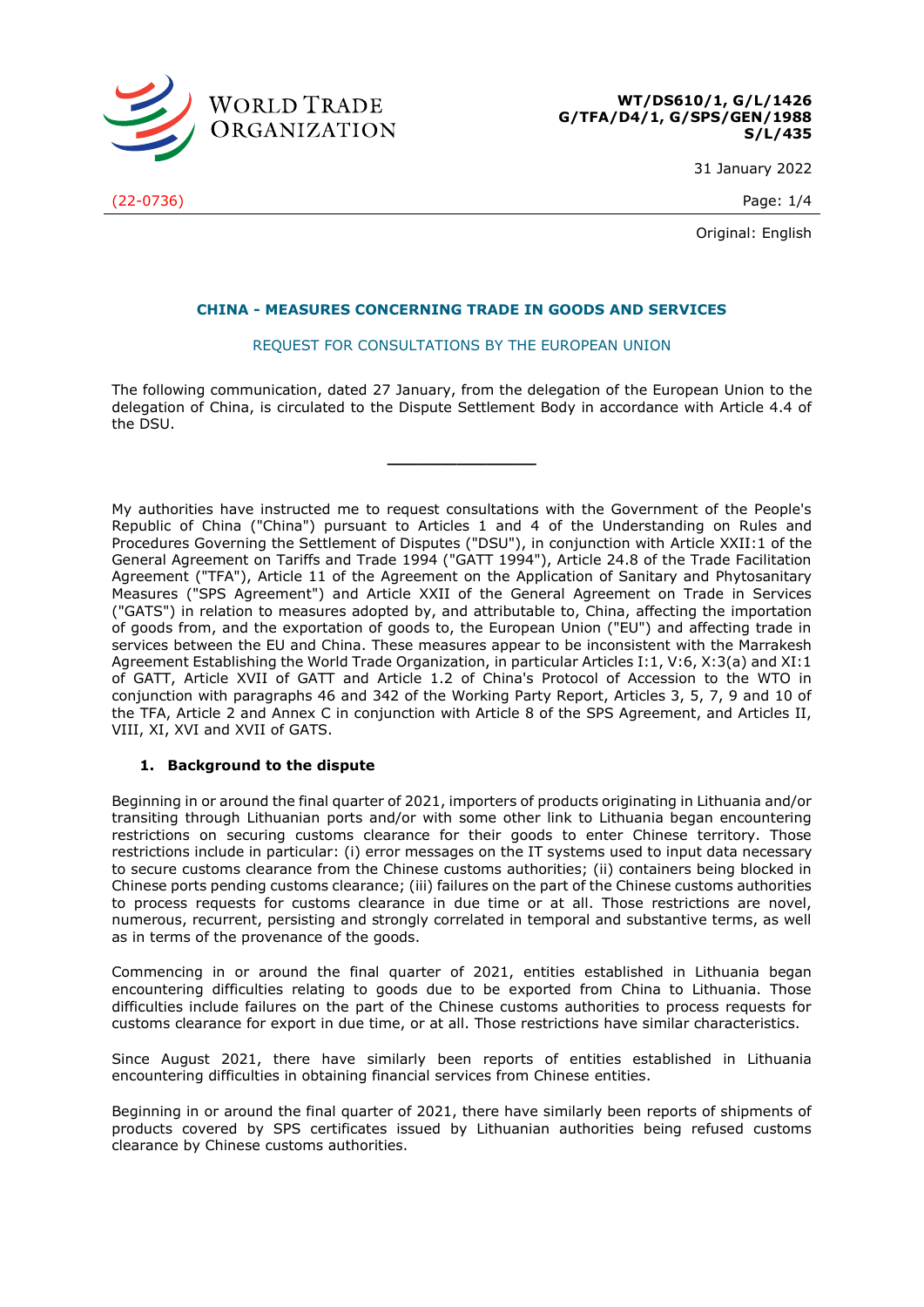WT/DS610/1, G/L/1426
G/TFA/D4/1, G/SPS/GEN/1988
S/L/435

31 January 2022

(22-0736)

Original: English

## CHINA - MEASURES CONCERNING TRADE IN GOODS AND SERVICES

REQUEST FOR CONSULTATIONS BY THE EUROPEAN UNION

The following communication, dated 27 January, from the delegation of the European Union to the delegation of China, is circulated to the Dispute Settlement Body in accordance with Article 4.4 of the DSU.

---

My authorities have instructed me to request consultations with the Government of the People's Republic of China ("China") pursuant to Articles 1 and 4 of the Understanding on Rules and Procedures Governing the Settlement of Disputes ("DSU"), in conjunction with Article XXII:1 of the General Agreement on Tariffs and Trade 1994 ("GATT 1994"), Article 24.8 of the Trade Facilitation Agreement ("TFA"), Article 11 of the Agreement on the Application of Sanitary and Phytosanitary Measures ("SPS Agreement") and Article XXII of the General Agreement on Trade in Services ("GATS") in relation to measures adopted by, and attributable to, China, affecting the importation of goods from, and the exportation of goods to, the European Union ("EU") and affecting trade in services between the EU and China. These measures appear to be inconsistent with the Marrakesh Agreement Establishing the World Trade Organization, in particular Articles I:1, V:6, X:3(a) and XI:1 of GATT, Article XVII of GATT and Article 1.2 of China's Protocol of Accession to the WTO in conjunction with paragraphs 46 and 342 of the Working Party Report, Articles 3, 5, 7, 9 and 10 of the TFA, Article 2 and Annex C in conjunction with Article 8 of the SPS Agreement, and Articles II, VIII, XI, XVI and XVII of GATS.

### 1. Background to the dispute

Beginning in or around the final quarter of 2021, importers of products originating in Lithuania and/or transiting through Lithuanian ports and/or with some other link to Lithuania began encountering restrictions on securing customs clearance for their goods to enter Chinese territory. Those restrictions include in particular: (i) error messages on the IT systems used to input data necessary to secure customs clearance from the Chinese customs authorities; (ii) containers being blocked in Chinese ports pending customs clearance; (iii) failures on the part of the Chinese customs authorities to process requests for customs clearance in due time or at all. Those restrictions are novel, numerous, recurrent, persisting and strongly correlated in temporal and substantive terms, as well as in terms of the provenance of the goods.

Commencing in or around the final quarter of 2021, entities established in Lithuania began encountering difficulties relating to goods due to be exported from China to Lithuania. Those difficulties include failures on the part of the Chinese customs authorities to process requests for customs clearance for export in due time, or at all. Those restrictions have similar characteristics.

Since August 2021, there have similarly been reports of entities established in Lithuania encountering difficulties in obtaining financial services from Chinese entities.

Beginning in or around the final quarter of 2021, there have similarly been reports of shipments of products covered by SPS certificates issued by Lithuanian authorities being refused customs clearance by Chinese customs authorities.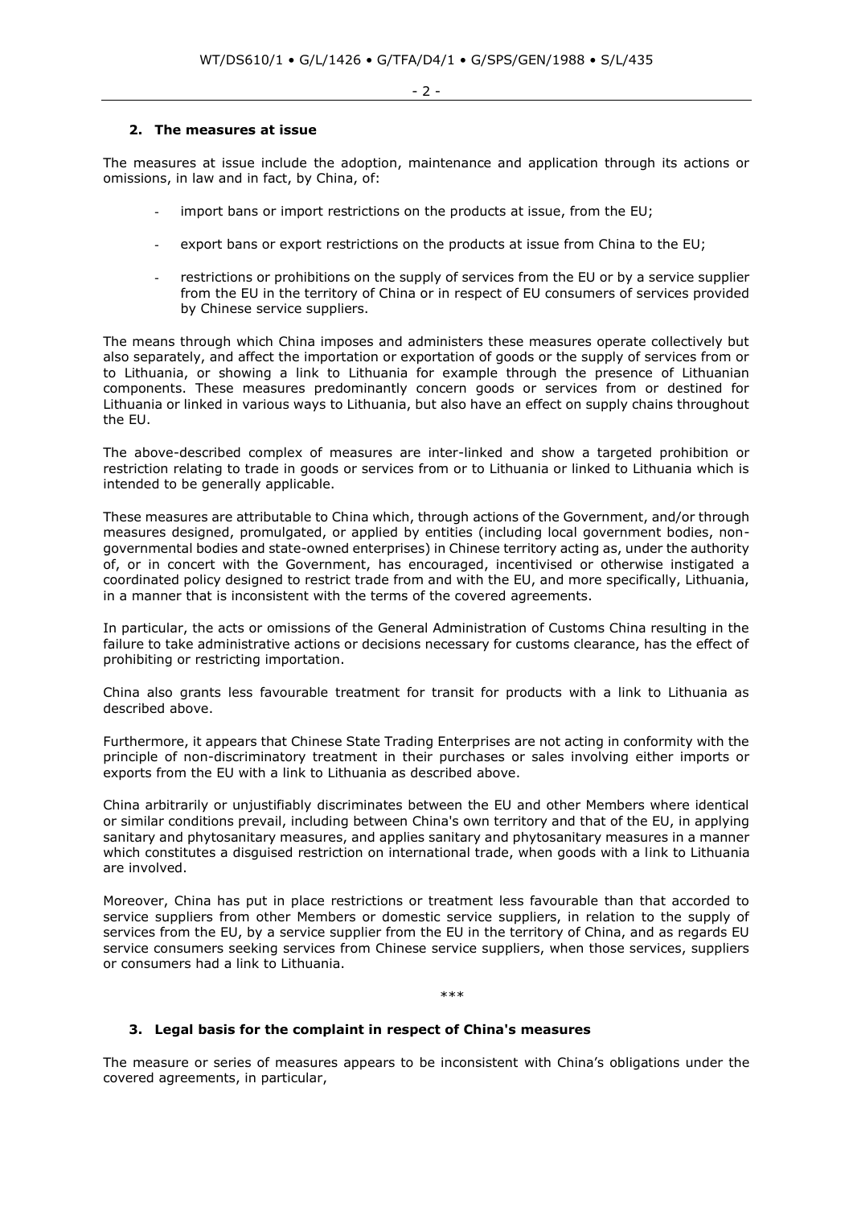## 2. The measures at issue

The measures at issue include the adoption, maintenance and application through its actions or omissions, in law and in fact, by China, of:

- import bans or import restrictions on the products at issue, from the EU;
- export bans or export restrictions on the products at issue from China to the EU;
- restrictions or prohibitions on the supply of services from the EU or by a service supplier from the EU in the territory of China or in respect of EU consumers of services provided by Chinese service suppliers.

The means through which China imposes and administers these measures operate collectively but also separately, and affect the importation or exportation of goods or the supply of services from or to Lithuania, or showing a link to Lithuania for example through the presence of Lithuanian components. These measures predominantly concern goods or services from or destined for Lithuania or linked in various ways to Lithuania, but also have an effect on supply chains throughout the EU.

The above-described complex of measures are inter-linked and show a targeted prohibition or restriction relating to trade in goods or services from or to Lithuania or linked to Lithuania which is intended to be generally applicable.

These measures are attributable to China which, through actions of the Government, and/or through measures designed, promulgated, or applied by entities (including local government bodies, non-governmental bodies and state-owned enterprises) in Chinese territory acting as, under the authority of, or in concert with the Government, has encouraged, incentivised or otherwise instigated a coordinated policy designed to restrict trade from and with the EU, and more specifically, Lithuania, in a manner that is inconsistent with the terms of the covered agreements.

In particular, the acts or omissions of the General Administration of Customs China resulting in the failure to take administrative actions or decisions necessary for customs clearance, has the effect of prohibiting or restricting importation.

China also grants less favourable treatment for transit for products with a link to Lithuania as described above.

Furthermore, it appears that Chinese State Trading Enterprises are not acting in conformity with the principle of non-discriminatory treatment in their purchases or sales involving either imports or exports from the EU with a link to Lithuania as described above.

China arbitrarily or unjustifiably discriminates between the EU and other Members where identical or similar conditions prevail, including between China's own territory and that of the EU, in applying sanitary and phytosanitary measures, and applies sanitary and phytosanitary measures in a manner which constitutes a disguised restriction on international trade, when goods with a link to Lithuania are involved.

Moreover, China has put in place restrictions or treatment less favourable than that accorded to service suppliers from other Members or domestic service suppliers, in relation to the supply of services from the EU, by a service supplier from the EU in the territory of China, and as regards EU service consumers seeking services from Chinese service suppliers, when those services, suppliers or consumers had a link to Lithuania.

***

## 3. Legal basis for the complaint in respect of China's measures

The measure or series of measures appears to be inconsistent with China's obligations under the covered agreements, in particular,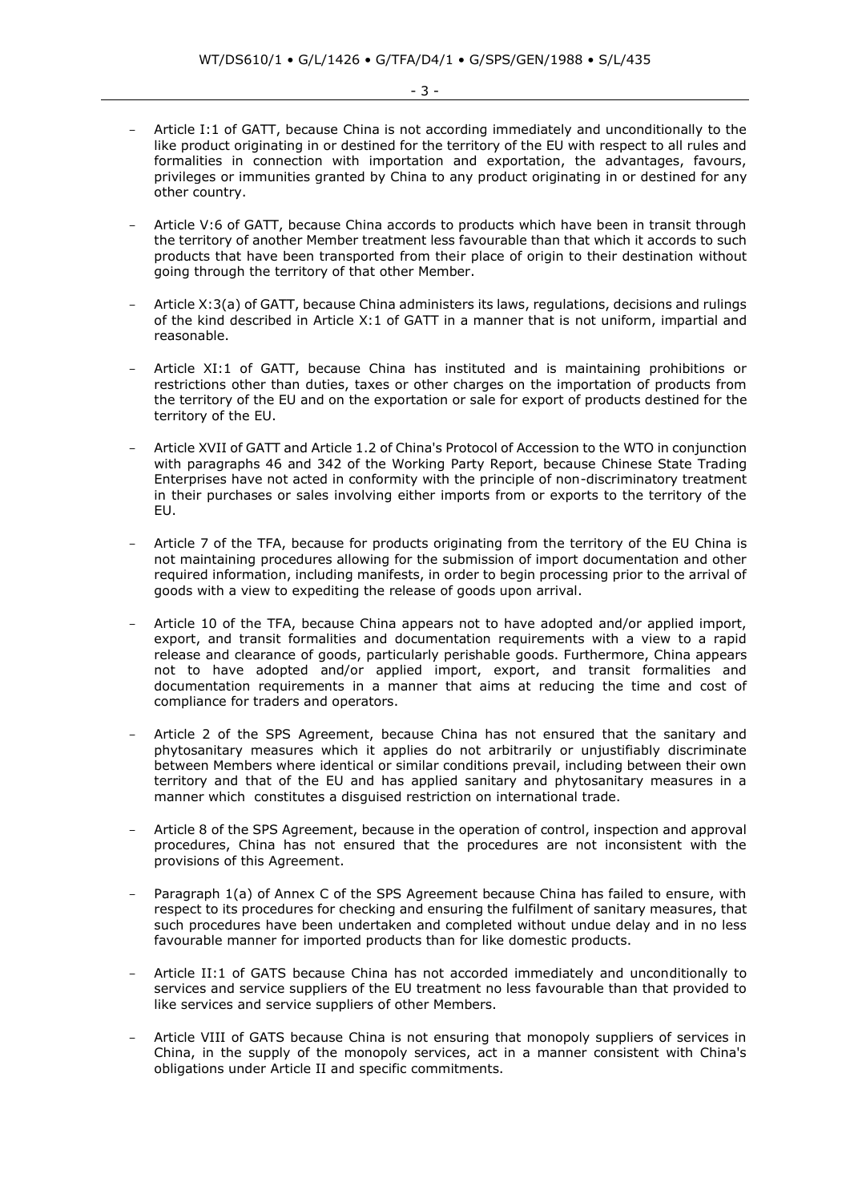- Article I:1 of GATT, because China is not according immediately and unconditionally to the like product originating in or destined for the territory of the EU with respect to all rules and formalities in connection with importation and exportation, the advantages, favours, privileges or immunities granted by China to any product originating in or destined for any other country.

- Article V:6 of GATT, because China accords to products which have been in transit through the territory of another Member treatment less favourable than that which it accords to such products that have been transported from their place of origin to their destination without going through the territory of that other Member.

- Article X:3(a) of GATT, because China administers its laws, regulations, decisions and rulings of the kind described in Article X:1 of GATT in a manner that is not uniform, impartial and reasonable.

- Article XI:1 of GATT, because China has instituted and is maintaining prohibitions or restrictions other than duties, taxes or other charges on the importation of products from the territory of the EU and on the exportation or sale for export of products destined for the territory of the EU.

- Article XVII of GATT and Article 1.2 of China's Protocol of Accession to the WTO in conjunction with paragraphs 46 and 342 of the Working Party Report, because Chinese State Trading Enterprises have not acted in conformity with the principle of non-discriminatory treatment in their purchases or sales involving either imports from or exports to the territory of the EU.

- Article 7 of the TFA, because for products originating from the territory of the EU China is not maintaining procedures allowing for the submission of import documentation and other required information, including manifests, in order to begin processing prior to the arrival of goods with a view to expediting the release of goods upon arrival.

- Article 10 of the TFA, because China appears not to have adopted and/or applied import, export, and transit formalities and documentation requirements with a view to a rapid release and clearance of goods, particularly perishable goods. Furthermore, China appears not to have adopted and/or applied import, export, and transit formalities and documentation requirements in a manner that aims at reducing the time and cost of compliance for traders and operators.

- Article 2 of the SPS Agreement, because China has not ensured that the sanitary and phytosanitary measures which it applies do not arbitrarily or unjustifiably discriminate between Members where identical or similar conditions prevail, including between their own territory and that of the EU and has applied sanitary and phytosanitary measures in a manner which constitutes a disguised restriction on international trade.

- Article 8 of the SPS Agreement, because in the operation of control, inspection and approval procedures, China has not ensured that the procedures are not inconsistent with the provisions of this Agreement.

- Paragraph 1(a) of Annex C of the SPS Agreement because China has failed to ensure, with respect to its procedures for checking and ensuring the fulfilment of sanitary measures, that such procedures have been undertaken and completed without undue delay and in no less favourable manner for imported products than for like domestic products.

- Article II:1 of GATS because China has not accorded immediately and unconditionally to services and service suppliers of the EU treatment no less favourable than that provided to like services and service suppliers of other Members.

- Article VIII of GATS because China is not ensuring that monopoly suppliers of services in China, in the supply of the monopoly services, act in a manner consistent with China's obligations under Article II and specific commitments.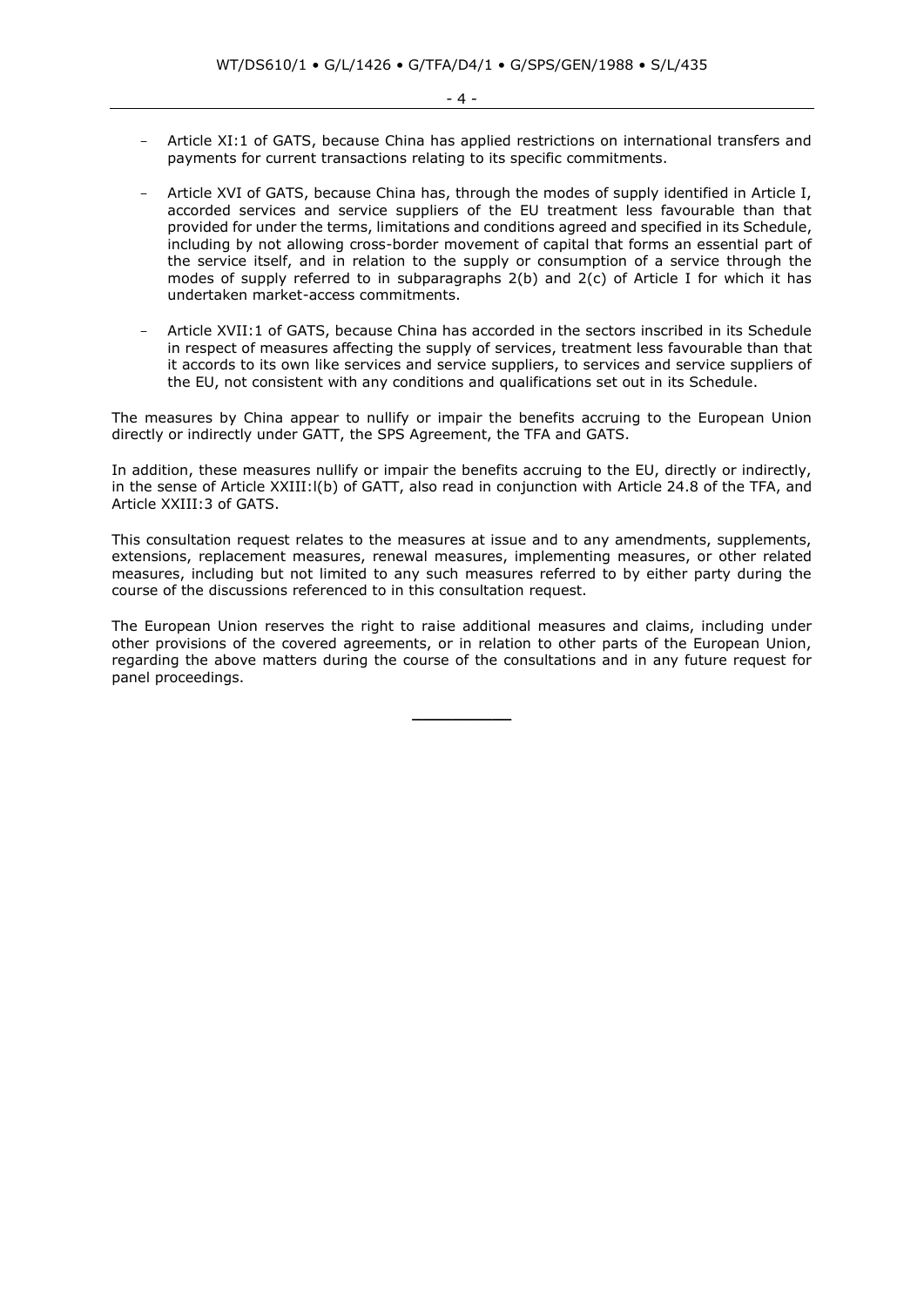- Article XI:1 of GATS, because China has applied restrictions on international transfers and payments for current transactions relating to its specific commitments.

- Article XVI of GATS, because China has, through the modes of supply identified in Article I, accorded services and service suppliers of the EU treatment less favourable than that provided for under the terms, limitations and conditions agreed and specified in its Schedule, including by not allowing cross-border movement of capital that forms an essential part of the service itself, and in relation to the supply or consumption of a service through the modes of supply referred to in subparagraphs 2(b) and 2(c) of Article I for which it has undertaken market-access commitments.

- Article XVII:1 of GATS, because China has accorded in the sectors inscribed in its Schedule in respect of measures affecting the supply of services, treatment less favourable than that it accords to its own like services and service suppliers, to services and service suppliers of the EU, not consistent with any conditions and qualifications set out in its Schedule.

The measures by China appear to nullify or impair the benefits accruing to the European Union directly or indirectly under GATT, the SPS Agreement, the TFA and GATS.

In addition, these measures nullify or impair the benefits accruing to the EU, directly or indirectly, in the sense of Article XXIII:l(b) of GATT, also read in conjunction with Article 24.8 of the TFA, and Article XXIII:3 of GATS.

This consultation request relates to the measures at issue and to any amendments, supplements, extensions, replacement measures, renewal measures, implementing measures, or other related measures, including but not limited to any such measures referred to by either party during the course of the discussions referenced to in this consultation request.

The European Union reserves the right to raise additional measures and claims, including under other provisions of the covered agreements, or in relation to other parts of the European Union, regarding the above matters during the course of the consultations and in any future request for panel proceedings.